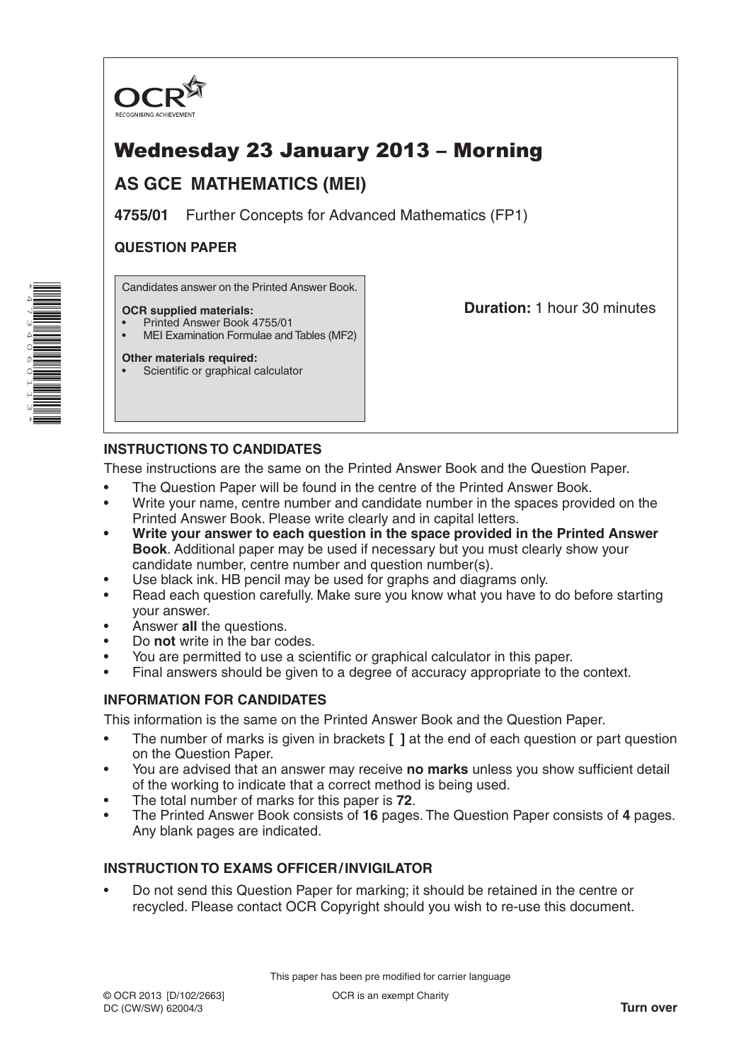OCR
RECOGNISING ACHIEVEMENT

# Wednesday 23 January 2013 – Morning

## AS GCE MATHEMATICS (MEI)

**4755/01** Further Concepts for Advanced Mathematics (FP1)

**QUESTION PAPER**

Candidates answer on the Printed Answer Book.

**OCR supplied materials:**
- Printed Answer Book 4755/01
- MEI Examination Formulae and Tables (MF2)

**Other materials required:**
- Scientific or graphical calculator

**Duration:** 1 hour 30 minutes

### INSTRUCTIONS TO CANDIDATES

These instructions are the same on the Printed Answer Book and the Question Paper.

- The Question Paper will be found in the centre of the Printed Answer Book.
- Write your name, centre number and candidate number in the spaces provided on the Printed Answer Book. Please write clearly and in capital letters.
- **Write your answer to each question in the space provided in the Printed Answer Book**. Additional paper may be used if necessary but you must clearly show your candidate number, centre number and question number(s).
- Use black ink. HB pencil may be used for graphs and diagrams only.
- Read each question carefully. Make sure you know what you have to do before starting your answer.
- Answer **all** the questions.
- Do **not** write in the bar codes.
- You are permitted to use a scientific or graphical calculator in this paper.
- Final answers should be given to a degree of accuracy appropriate to the context.

### INFORMATION FOR CANDIDATES

This information is the same on the Printed Answer Book and the Question Paper.

- The number of marks is given in brackets **[ ]** at the end of each question or part question on the Question Paper.
- You are advised that an answer may receive **no marks** unless you show sufficient detail of the working to indicate that a correct method is being used.
- The total number of marks for this paper is **72**.
- The Printed Answer Book consists of **16** pages. The Question Paper consists of **4** pages. Any blank pages are indicated.

### INSTRUCTION TO EXAMS OFFICER / INVIGILATOR

- Do not send this Question Paper for marking; it should be retained in the centre or recycled. Please contact OCR Copyright should you wish to re-use this document.

This paper has been pre modified for carrier language

© OCR 2013 [D/102/2663]
DC (CW/SW) 62004/3

OCR is an exempt Charity

**Turn over**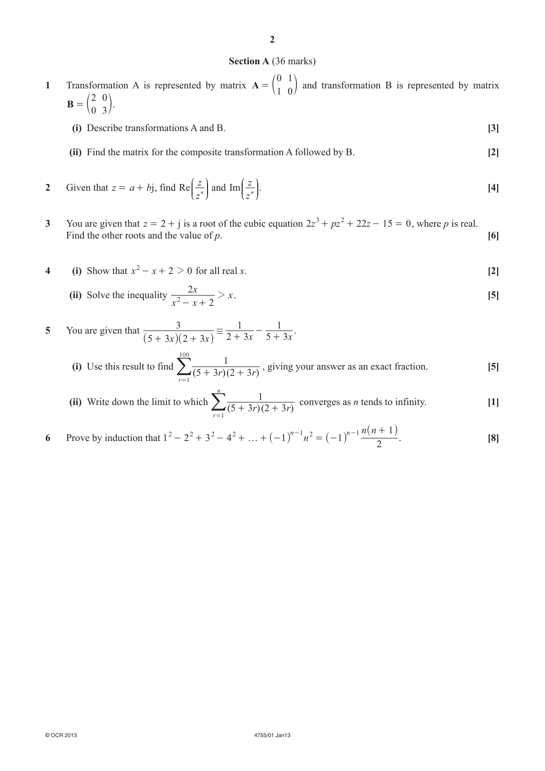## Section A (36 marks)

**1** Transformation A is represented by matrix $\mathbf{A} = \begin{pmatrix} 0 & 1 \\ 1 & 0 \end{pmatrix}$ and transformation B is represented by matrix $\mathbf{B} = \begin{pmatrix} 2 & 0 \\ 0 & 3 \end{pmatrix}$.

**(i)** Describe transformations A and B. **[3]**

**(ii)** Find the matrix for the composite transformation A followed by B. **[2]**

**2** Given that $z = a + b\mathrm{j}$, find $\mathrm{Re}\left(\frac{z}{z^*}\right)$ and $\mathrm{Im}\left(\frac{z}{z^*}\right)$. **[4]**

**3** You are given that $z = 2 + \mathrm{j}$ is a root of the cubic equation $2z^3 + pz^2 + 22z - 15 = 0$, where $p$ is real. Find the other roots and the value of $p$. **[6]**

**4** **(i)** Show that $x^2 - x + 2 > 0$ for all real $x$. **[2]**

**(ii)** Solve the inequality $\dfrac{2x}{x^2 - x + 2} > x$. **[5]**

**5** You are given that $\dfrac{3}{(5+3x)(2+3x)} \equiv \dfrac{1}{2+3x} - \dfrac{1}{5+3x}$.

**(i)** Use this result to find $\displaystyle\sum_{r=1}^{100} \frac{1}{(5+3r)(2+3r)}$, giving your answer as an exact fraction. **[5]**

**(ii)** Write down the limit to which $\displaystyle\sum_{r=1}^{n} \frac{1}{(5+3r)(2+3r)}$ converges as $n$ tends to infinity. **[1]**

**6** Prove by induction that $1^2 - 2^2 + 3^2 - 4^2 + \ldots + (-1)^{n-1} n^2 = (-1)^{n-1} \dfrac{n(n+1)}{2}$. **[8]**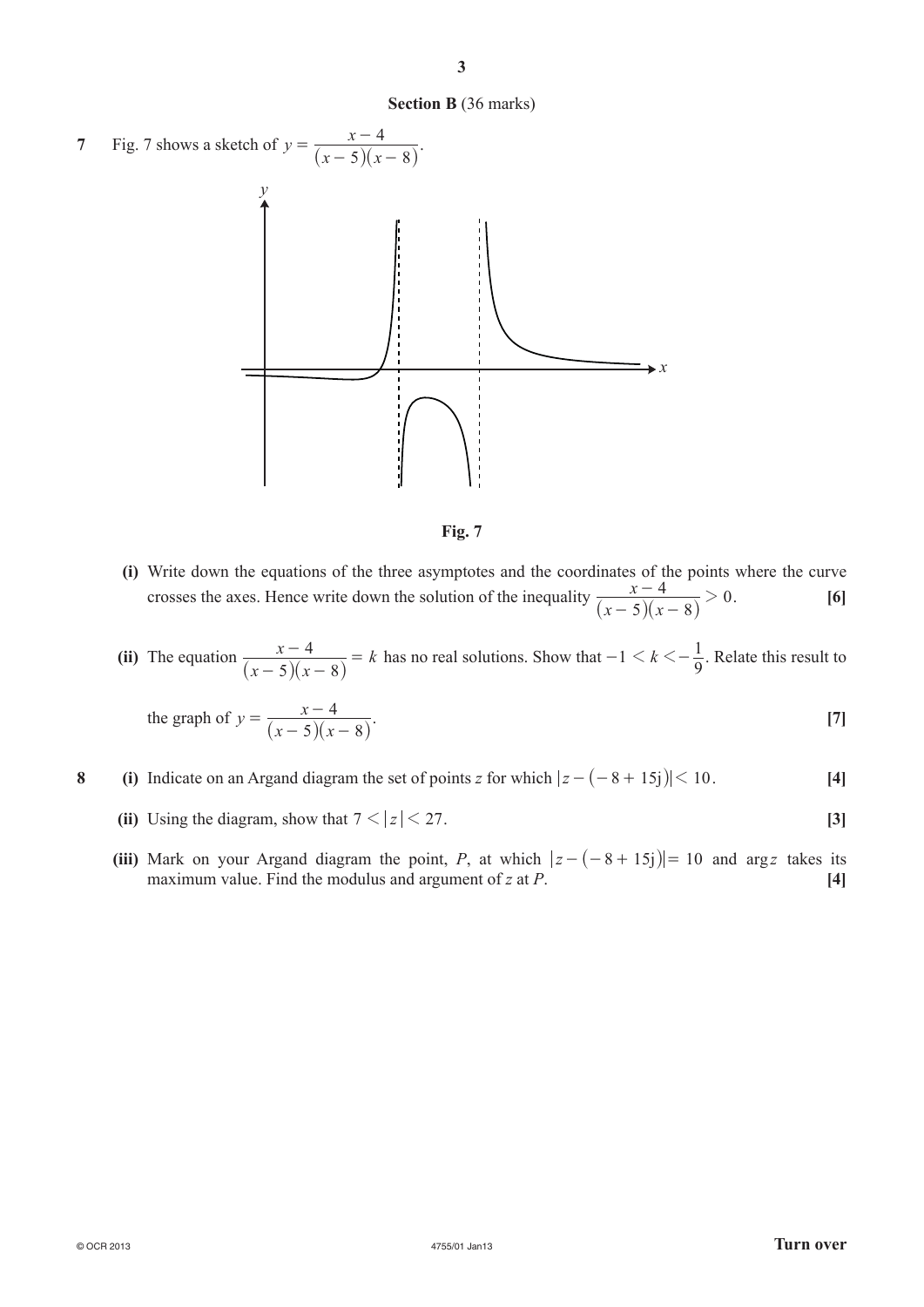## Section B (36 marks)

**7** Fig. 7 shows a sketch of $y = \dfrac{x-4}{(x-5)(x-8)}$.

y

x

**Fig. 7**

**(i)** Write down the equations of the three asymptotes and the coordinates of the points where the curve crosses the axes. Hence write down the solution of the inequality $\dfrac{x-4}{(x-5)(x-8)} > 0$. **[6]**

**(ii)** The equation $\dfrac{x-4}{(x-5)(x-8)} = k$ has no real solutions. Show that $-1 < k < -\dfrac{1}{9}$. Relate this result to the graph of $y = \dfrac{x-4}{(x-5)(x-8)}$. **[7]**

**8** **(i)** Indicate on an Argand diagram the set of points $z$ for which $|z - (-8 + 15\mathrm{j})| < 10$. **[4]**

**(ii)** Using the diagram, show that $7 < |z| < 27$. **[3]**

**(iii)** Mark on your Argand diagram the point, $P$, at which $|z - (-8 + 15\mathrm{j})| = 10$ and $\arg z$ takes its maximum value. Find the modulus and argument of $z$ at $P$. **[4]**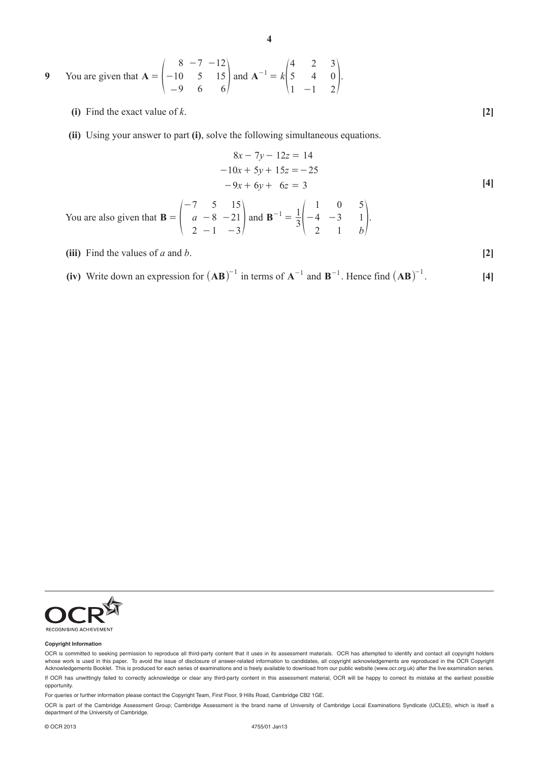**9** You are given that $\mathbf{A} = \begin{pmatrix} 8 & -7 & -12 \\ -10 & 5 & 15 \\ -9 & 6 & 6 \end{pmatrix}$ and $\mathbf{A}^{-1} = k\begin{pmatrix} 4 & 2 & 3 \\ 5 & 4 & 0 \\ 1 & -1 & 2 \end{pmatrix}$.

**(i)** Find the exact value of $k$. **[2]**

**(ii)** Using your answer to part **(i)**, solve the following simultaneous equations.

$$\begin{aligned} 8x - 7y - 12z &= 14 \\ -10x + 5y + 15z &= -25 \\ -9x + 6y + 6z &= 3 \end{aligned}$$

**[4]**

You are also given that $\mathbf{B} = \begin{pmatrix} -7 & 5 & 15 \\ a & -8 & -21 \\ 2 & -1 & -3 \end{pmatrix}$ and $\mathbf{B}^{-1} = \frac{1}{3}\begin{pmatrix} 1 & 0 & 5 \\ -4 & -3 & 1 \\ 2 & 1 & b \end{pmatrix}$.

**(iii)** Find the values of $a$ and $b$. **[2]**

**(iv)** Write down an expression for $(\mathbf{AB})^{-1}$ in terms of $\mathbf{A}^{-1}$ and $\mathbf{B}^{-1}$. Hence find $(\mathbf{AB})^{-1}$. **[4]**